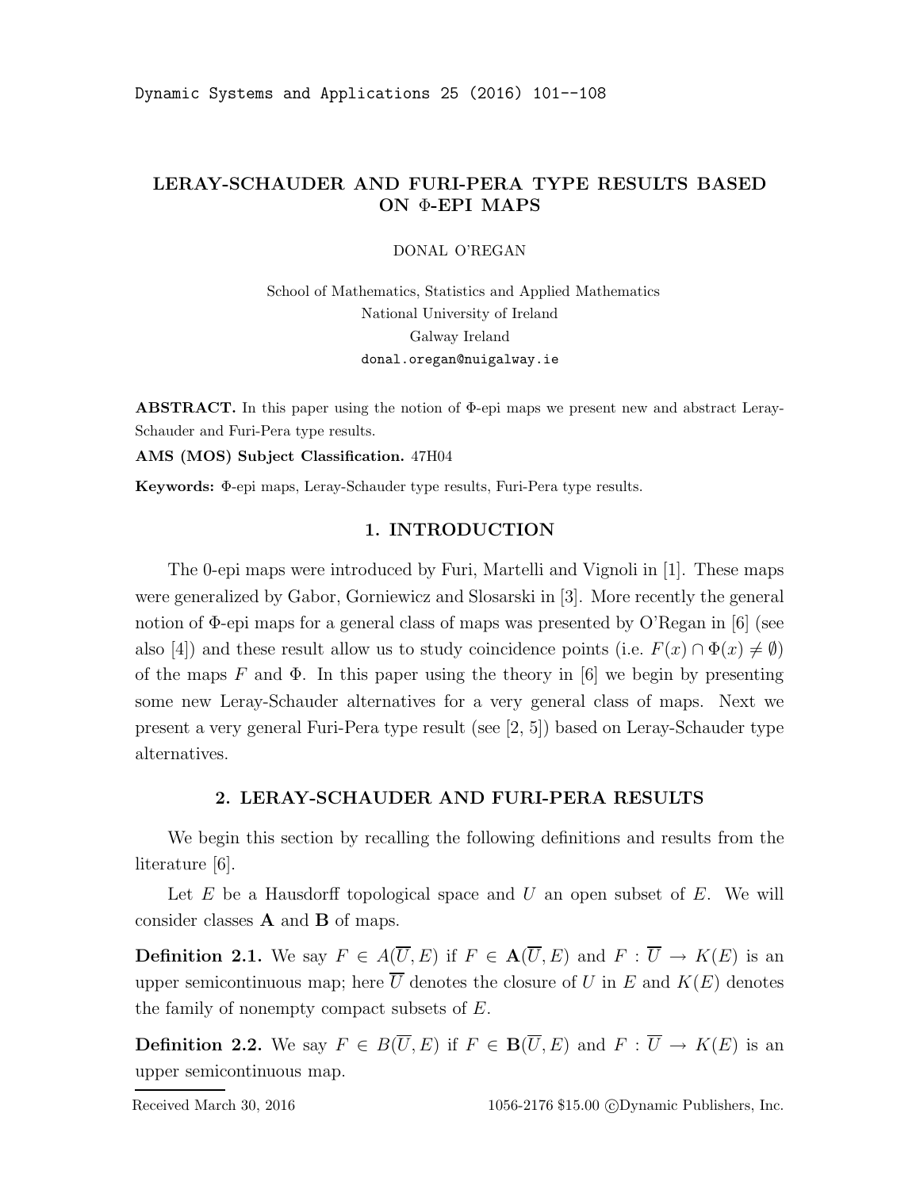# LERAY-SCHAUDER AND FURI-PERA TYPE RESULTS BASED ON Φ-EPI MAPS

DONAL O'REGAN

School of Mathematics, Statistics and Applied Mathematics
National University of Ireland
Galway Ireland
donal.oregan@nuigalway.ie

**ABSTRACT.** In this paper using the notion of Φ-epi maps we present new and abstract Leray-Schauder and Furi-Pera type results.

**AMS (MOS) Subject Classification.** 47H04

**Keywords:** Φ-epi maps, Leray-Schauder type results, Furi-Pera type results.

## 1. INTRODUCTION

The 0-epi maps were introduced by Furi, Martelli and Vignoli in [1]. These maps were generalized by Gabor, Gorniewicz and Slosarski in [3]. More recently the general notion of Φ-epi maps for a general class of maps was presented by O'Regan in [6] (see also [4]) and these result allow us to study coincidence points (i.e. $F(x) \cap \Phi(x) \neq \emptyset$) of the maps $F$ and $\Phi$. In this paper using the theory in [6] we begin by presenting some new Leray-Schauder alternatives for a very general class of maps. Next we present a very general Furi-Pera type result (see [2, 5]) based on Leray-Schauder type alternatives.

## 2. LERAY-SCHAUDER AND FURI-PERA RESULTS

We begin this section by recalling the following definitions and results from the literature [6].

Let $E$ be a Hausdorff topological space and $U$ an open subset of $E$. We will consider classes $\mathbf{A}$ and $\mathbf{B}$ of maps.

**Definition 2.1.** We say $F \in A(\overline{U}, E)$ if $F \in \mathbf{A}(\overline{U}, E)$ and $F : \overline{U} \to K(E)$ is an upper semicontinuous map; here $\overline{U}$ denotes the closure of $U$ in $E$ and $K(E)$ denotes the family of nonempty compact subsets of $E$.

**Definition 2.2.** We say $F \in B(\overline{U}, E)$ if $F \in \mathbf{B}(\overline{U}, E)$ and $F : \overline{U} \to K(E)$ is an upper semicontinuous map.

Received March 30, 2016 1056-2176 \$15.00 ©Dynamic Publishers, Inc.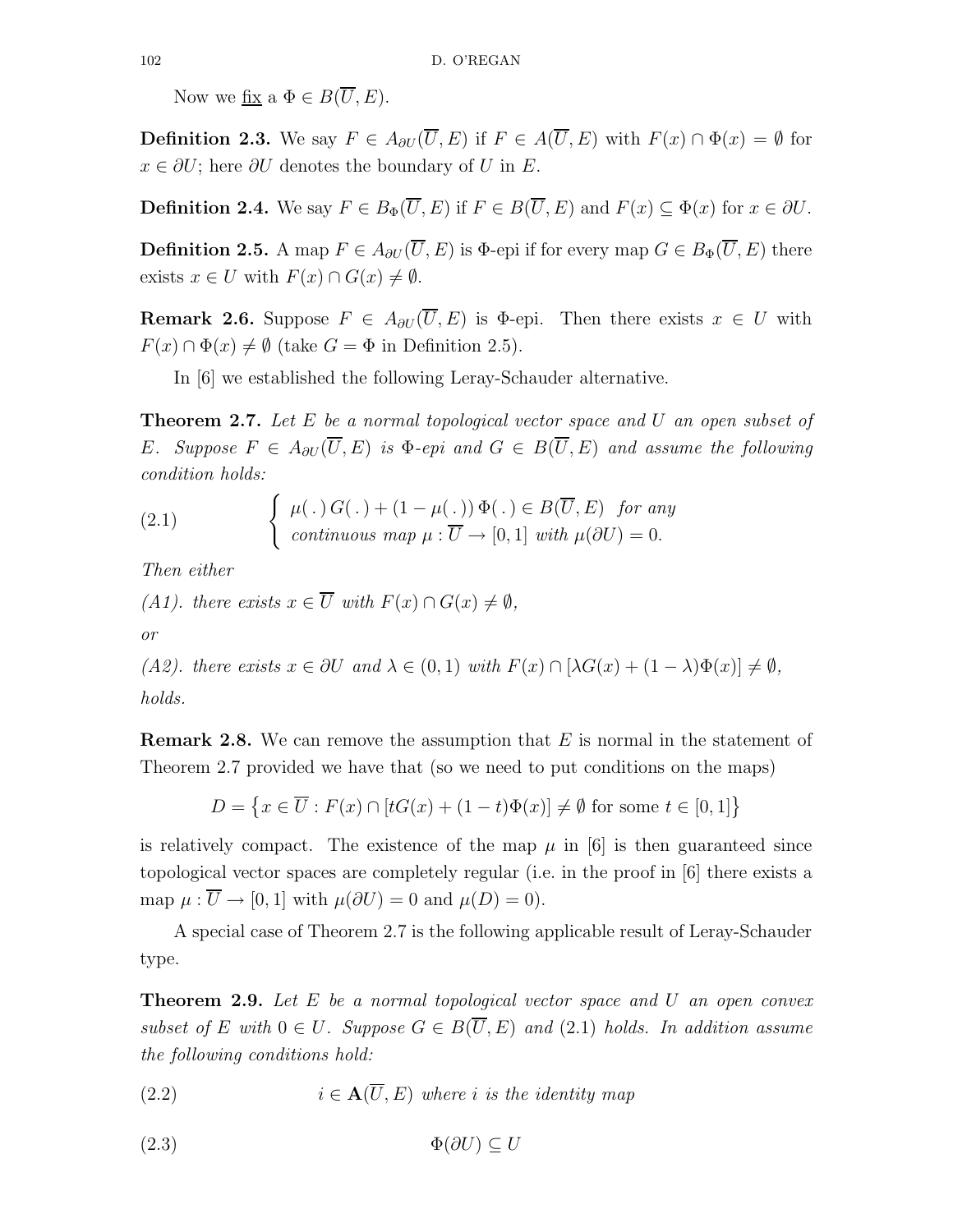Now we fix a $\Phi \in B(\overline{U}, E)$.

**Definition 2.3.** We say $F \in A_{\partial U}(\overline{U}, E)$ if $F \in A(\overline{U}, E)$ with $F(x) \cap \Phi(x) = \emptyset$ for $x \in \partial U$; here $\partial U$ denotes the boundary of $U$ in $E$.

**Definition 2.4.** We say $F \in B_{\Phi}(\overline{U}, E)$ if $F \in B(\overline{U}, E)$ and $F(x) \subseteq \Phi(x)$ for $x \in \partial U$.

**Definition 2.5.** A map $F \in A_{\partial U}(\overline{U}, E)$ is $\Phi$-epi if for every map $G \in B_{\Phi}(\overline{U}, E)$ there exists $x \in U$ with $F(x) \cap G(x) \neq \emptyset$.

**Remark 2.6.** Suppose $F \in A_{\partial U}(\overline{U}, E)$ is $\Phi$-epi. Then there exists $x \in U$ with $F(x) \cap \Phi(x) \neq \emptyset$ (take $G = \Phi$ in Definition 2.5).

In [6] we established the following Leray-Schauder alternative.

**Theorem 2.7.** *Let $E$ be a normal topological vector space and $U$ an open subset of $E$. Suppose $F \in A_{\partial U}(\overline{U}, E)$ is $\Phi$-epi and $G \in B(\overline{U}, E)$ and assume the following condition holds:*

$$
\text{(2.1)} \qquad \begin{cases} \mu(\,.\,)\, G(\,.\,) + (1 - \mu(\,.\,))\, \Phi(\,.\,) \in B(\overline{U}, E) \;\; \text{for any} \\ \text{continuous map } \mu : \overline{U} \to [0,1] \text{ with } \mu(\partial U) = 0. \end{cases}
$$

*Then either*

*(A1). there exists $x \in \overline{U}$ with $F(x) \cap G(x) \neq \emptyset$,*

*or*

*(A2). there exists $x \in \partial U$ and $\lambda \in (0,1)$ with $F(x) \cap [\lambda G(x) + (1-\lambda)\Phi(x)] \neq \emptyset$,*

*holds.*

**Remark 2.8.** We can remove the assumption that $E$ is normal in the statement of Theorem 2.7 provided we have that (so we need to put conditions on the maps)

$$
D = \left\{ x \in \overline{U} : F(x) \cap [tG(x) + (1-t)\Phi(x)] \neq \emptyset \text{ for some } t \in [0,1] \right\}
$$

is relatively compact. The existence of the map $\mu$ in [6] is then guaranteed since topological vector spaces are completely regular (i.e. in the proof in [6] there exists a map $\mu : \overline{U} \to [0,1]$ with $\mu(\partial U) = 0$ and $\mu(D) = 0$).

A special case of Theorem 2.7 is the following applicable result of Leray-Schauder type.

**Theorem 2.9.** *Let $E$ be a normal topological vector space and $U$ an open convex subset of $E$ with $0 \in U$. Suppose $G \in B(\overline{U}, E)$ and (2.1) holds. In addition assume the following conditions hold:*

$$
\text{(2.2)} \qquad i \in \mathbf{A}(\overline{U}, E) \text{ where } i \text{ is the identity map}
$$

$$
\text{(2.3)} \qquad \Phi(\partial U) \subseteq U
$$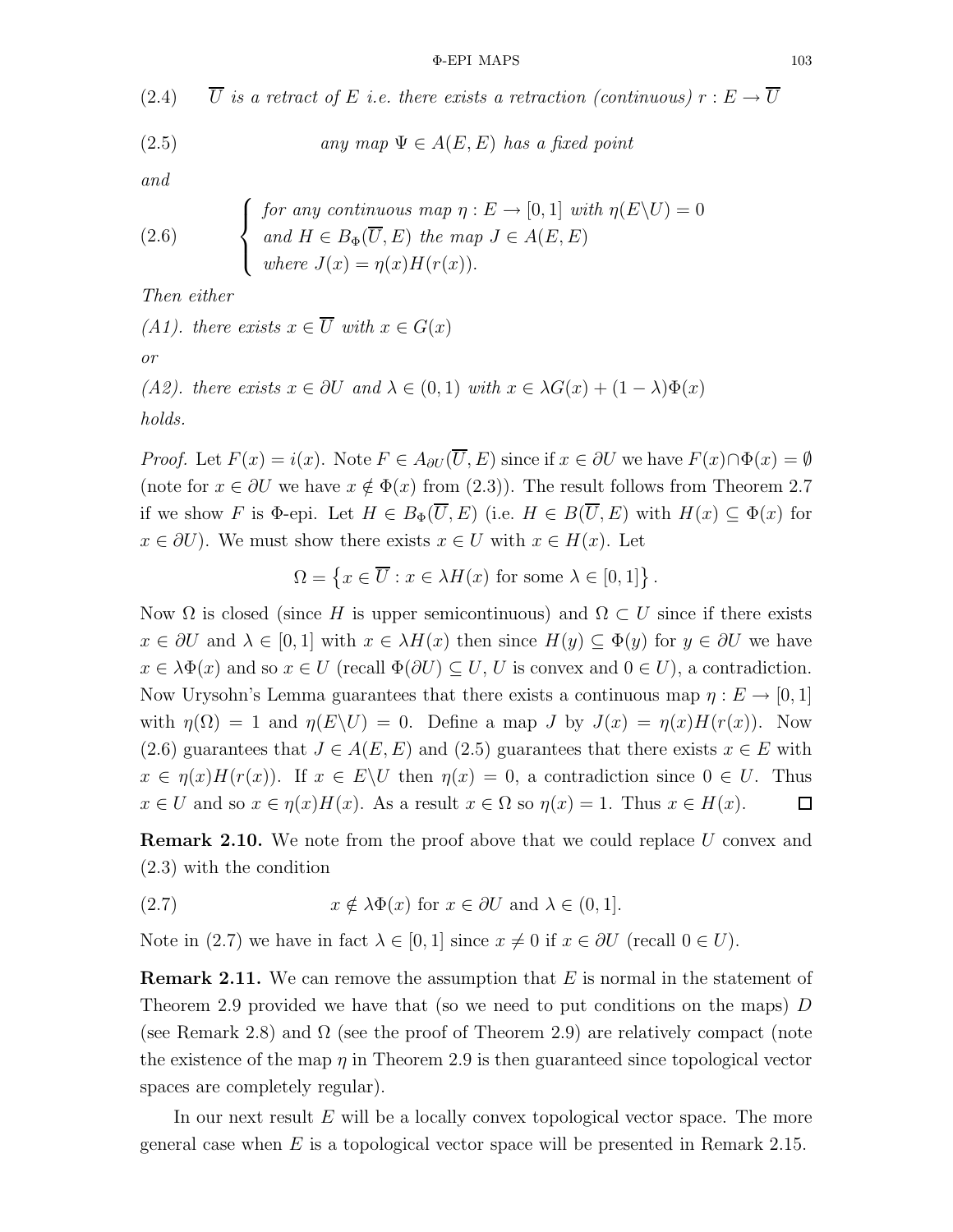(2.4) *$\overline{U}$ is a retract of $E$ i.e. there exists a retraction (continuous) $r : E \to \overline{U}$*

$$\text{(2.5)} \qquad \text{any map } \Psi \in A(E,E) \text{ has a fixed point}$$

*and*

$$\text{(2.6)} \qquad \begin{cases} \text{for any continuous map } \eta : E \to [0,1] \text{ with } \eta(E\backslash U) = 0 \\ \text{and } H \in B_\Phi(\overline{U}, E) \text{ the map } J \in A(E,E) \\ \text{where } J(x) = \eta(x)H(r(x)). \end{cases}$$

*Then either*

*(A1). there exists $x \in \overline{U}$ with $x \in G(x)$*

*or*

*(A2). there exists $x \in \partial U$ and $\lambda \in (0,1)$ with $x \in \lambda G(x) + (1-\lambda)\Phi(x)$*

*holds.*

*Proof.* Let $F(x) = i(x)$. Note $F \in A_{\partial U}(\overline{U}, E)$ since if $x \in \partial U$ we have $F(x) \cap \Phi(x) = \emptyset$ (note for $x \in \partial U$ we have $x \notin \Phi(x)$ from (2.3)). The result follows from Theorem 2.7 if we show $F$ is $\Phi$-epi. Let $H \in B_\Phi(\overline{U}, E)$ (i.e. $H \in B(\overline{U}, E)$ with $H(x) \subseteq \Phi(x)$ for $x \in \partial U$). We must show there exists $x \in U$ with $x \in H(x)$. Let

$$\Omega = \left\{ x \in \overline{U} : x \in \lambda H(x) \text{ for some } \lambda \in [0,1] \right\}.$$

Now $\Omega$ is closed (since $H$ is upper semicontinuous) and $\Omega \subset U$ since if there exists $x \in \partial U$ and $\lambda \in [0,1]$ with $x \in \lambda H(x)$ then since $H(y) \subseteq \Phi(y)$ for $y \in \partial U$ we have $x \in \lambda \Phi(x)$ and so $x \in U$ (recall $\Phi(\partial U) \subseteq U$, $U$ is convex and $0 \in U$), a contradiction. Now Urysohn's Lemma guarantees that there exists a continuous map $\eta : E \to [0,1]$ with $\eta(\Omega) = 1$ and $\eta(E\backslash U) = 0$. Define a map $J$ by $J(x) = \eta(x)H(r(x))$. Now (2.6) guarantees that $J \in A(E,E)$ and (2.5) guarantees that there exists $x \in E$ with $x \in \eta(x)H(r(x))$. If $x \in E\backslash U$ then $\eta(x) = 0$, a contradiction since $0 \in U$. Thus $x \in U$ and so $x \in \eta(x)H(x)$. As a result $x \in \Omega$ so $\eta(x) = 1$. Thus $x \in H(x)$. $\square$

**Remark 2.10.** We note from the proof above that we could replace $U$ convex and (2.3) with the condition

$$\text{(2.7)} \qquad x \notin \lambda \Phi(x) \text{ for } x \in \partial U \text{ and } \lambda \in (0,1].$$

Note in (2.7) we have in fact $\lambda \in [0,1]$ since $x \neq 0$ if $x \in \partial U$ (recall $0 \in U$).

**Remark 2.11.** We can remove the assumption that $E$ is normal in the statement of Theorem 2.9 provided we have that (so we need to put conditions on the maps) $D$ (see Remark 2.8) and $\Omega$ (see the proof of Theorem 2.9) are relatively compact (note the existence of the map $\eta$ in Theorem 2.9 is then guaranteed since topological vector spaces are completely regular).

In our next result $E$ will be a locally convex topological vector space. The more general case when $E$ is a topological vector space will be presented in Remark 2.15.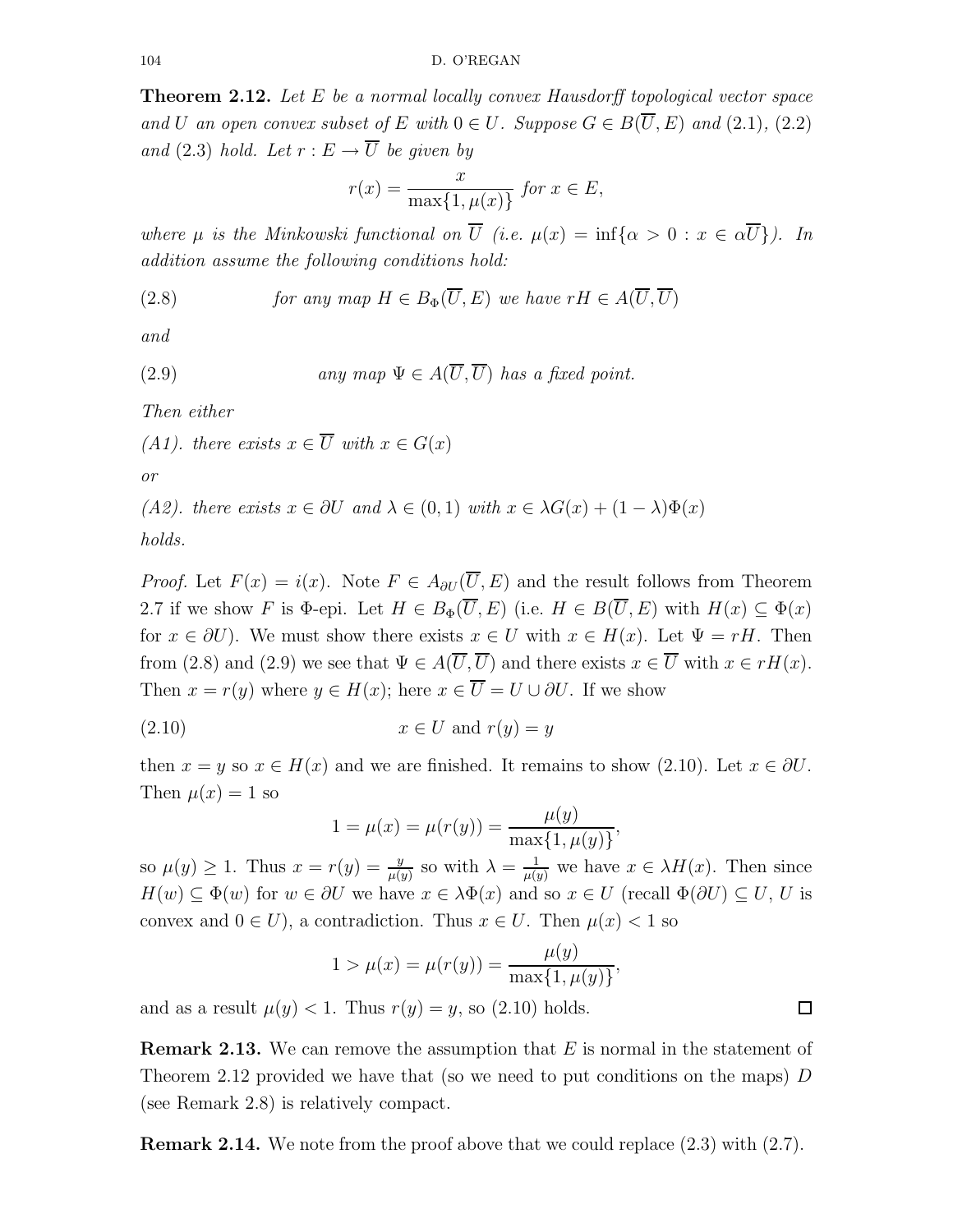**Theorem 2.12.** *Let $E$ be a normal locally convex Hausdorff topological vector space and $U$ an open convex subset of $E$ with $0 \in U$. Suppose $G \in B(\overline{U}, E)$ and (2.1), (2.2) and (2.3) hold. Let $r : E \to \overline{U}$ be given by*

$$r(x) = \frac{x}{\max\{1, \mu(x)\}} \text{ for } x \in E,$$

*where $\mu$ is the Minkowski functional on $\overline{U}$ (i.e. $\mu(x) = \inf\{\alpha > 0 : x \in \alpha\overline{U}\}$). In addition assume the following conditions hold:*

$$\text{(2.8)} \qquad \text{for any map } H \in B_\Phi(\overline{U}, E) \text{ we have } rH \in A(\overline{U}, \overline{U})$$

*and*

$$\text{(2.9)} \qquad \text{any map } \Psi \in A(\overline{U}, \overline{U}) \text{ has a fixed point.}$$

*Then either*

*(A1). there exists $x \in \overline{U}$ with $x \in G(x)$*

*or*

*(A2). there exists $x \in \partial U$ and $\lambda \in (0,1)$ with $x \in \lambda G(x) + (1-\lambda)\Phi(x)$*

*holds.*

*Proof.* Let $F(x) = i(x)$. Note $F \in A_{\partial U}(\overline{U}, E)$ and the result follows from Theorem 2.7 if we show $F$ is $\Phi$-epi. Let $H \in B_\Phi(\overline{U}, E)$ (i.e. $H \in B(\overline{U}, E)$ with $H(x) \subseteq \Phi(x)$ for $x \in \partial U$). We must show there exists $x \in U$ with $x \in H(x)$. Let $\Psi = rH$. Then from (2.8) and (2.9) we see that $\Psi \in A(\overline{U}, \overline{U})$ and there exists $x \in \overline{U}$ with $x \in rH(x)$. Then $x = r(y)$ where $y \in H(x)$; here $x \in \overline{U} = U \cup \partial U$. If we show

$$\text{(2.10)} \qquad x \in U \text{ and } r(y) = y$$

then $x = y$ so $x \in H(x)$ and we are finished. It remains to show (2.10). Let $x \in \partial U$. Then $\mu(x) = 1$ so

$$1 = \mu(x) = \mu(r(y)) = \frac{\mu(y)}{\max\{1, \mu(y)\}},$$

so $\mu(y) \geq 1$. Thus $x = r(y) = \frac{y}{\mu(y)}$ so with $\lambda = \frac{1}{\mu(y)}$ we have $x \in \lambda H(x)$. Then since $H(w) \subseteq \Phi(w)$ for $w \in \partial U$ we have $x \in \lambda\Phi(x)$ and so $x \in U$ (recall $\Phi(\partial U) \subseteq U$, $U$ is convex and $0 \in U$), a contradiction. Thus $x \in U$. Then $\mu(x) < 1$ so

$$1 > \mu(x) = \mu(r(y)) = \frac{\mu(y)}{\max\{1, \mu(y)\}},$$

and as a result $\mu(y) < 1$. Thus $r(y) = y$, so (2.10) holds. □

**Remark 2.13.** We can remove the assumption that $E$ is normal in the statement of Theorem 2.12 provided we have that (so we need to put conditions on the maps) $D$ (see Remark 2.8) is relatively compact.

**Remark 2.14.** We note from the proof above that we could replace (2.3) with (2.7).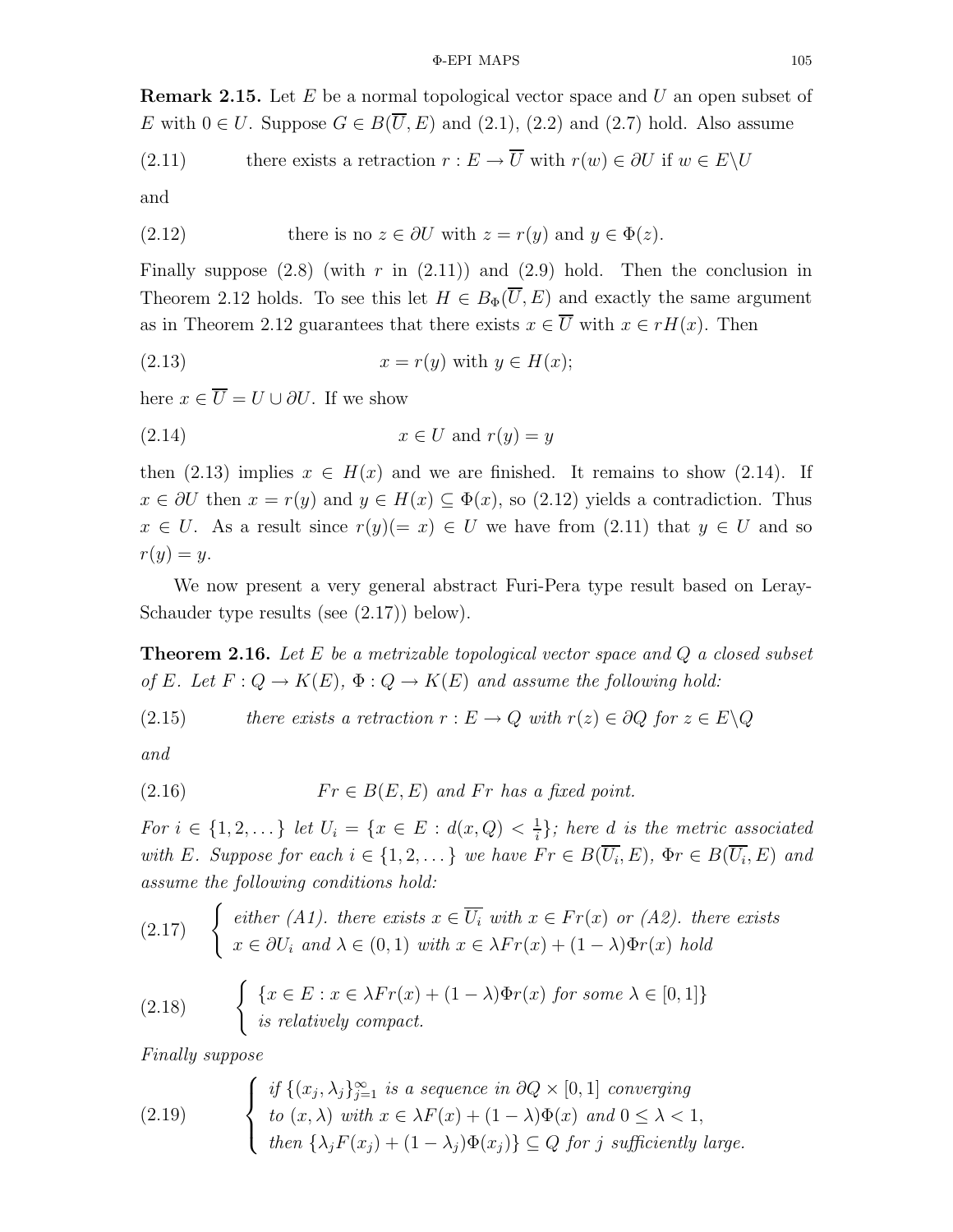**Remark 2.15.** Let $E$ be a normal topological vector space and $U$ an open subset of $E$ with $0 \in U$. Suppose $G \in B(\overline{U}, E)$ and (2.1), (2.2) and (2.7) hold. Also assume

$$\text{(2.11)} \qquad \text{there exists a retraction } r : E \to \overline{U} \text{ with } r(w) \in \partial U \text{ if } w \in E \backslash U$$

and

$$\text{(2.12)} \qquad \text{there is no } z \in \partial U \text{ with } z = r(y) \text{ and } y \in \Phi(z).$$

Finally suppose (2.8) (with $r$ in (2.11)) and (2.9) hold. Then the conclusion in Theorem 2.12 holds. To see this let $H \in B_\Phi(\overline{U}, E)$ and exactly the same argument as in Theorem 2.12 guarantees that there exists $x \in \overline{U}$ with $x \in rH(x)$. Then

$$\text{(2.13)} \qquad x = r(y) \text{ with } y \in H(x);$$

here $x \in \overline{U} = U \cup \partial U$. If we show

$$\text{(2.14)} \qquad x \in U \text{ and } r(y) = y$$

then (2.13) implies $x \in H(x)$ and we are finished. It remains to show (2.14). If $x \in \partial U$ then $x = r(y)$ and $y \in H(x) \subseteq \Phi(x)$, so (2.12) yields a contradiction. Thus $x \in U$. As a result since $r(y)(= x) \in U$ we have from (2.11) that $y \in U$ and so $r(y) = y$.

We now present a very general abstract Furi-Pera type result based on Leray-Schauder type results (see (2.17)) below).

**Theorem 2.16.** *Let $E$ be a metrizable topological vector space and $Q$ a closed subset of $E$. Let $F : Q \to K(E)$, $\Phi : Q \to K(E)$ and assume the following hold:*

$$\text{(2.15)} \qquad \textit{there exists a retraction } r : E \to Q \textit{ with } r(z) \in \partial Q \textit{ for } z \in E \backslash Q$$

*and*

$$\text{(2.16)} \qquad Fr \in B(E, E) \textit{ and } Fr \textit{ has a fixed point.}$$

*For $i \in \{1, 2, \dots\}$ let $U_i = \{x \in E : d(x, Q) < \frac{1}{i}\}$; here $d$ is the metric associated with $E$. Suppose for each $i \in \{1, 2, \dots\}$ we have $Fr \in B(\overline{U_i}, E)$, $\Phi r \in B(\overline{U_i}, E)$ and assume the following conditions hold:*

$$\text{(2.17)} \qquad \begin{cases} \textit{either (A1). there exists } x \in \overline{U_i} \textit{ with } x \in Fr(x) \textit{ or (A2). there exists} \\ x \in \partial U_i \textit{ and } \lambda \in (0,1) \textit{ with } x \in \lambda Fr(x) + (1-\lambda)\Phi r(x) \textit{ hold} \end{cases}$$

$$\text{(2.18)} \qquad \begin{cases} \{x \in E : x \in \lambda Fr(x) + (1-\lambda)\Phi r(x) \textit{ for some } \lambda \in [0,1]\} \\ \textit{is relatively compact.} \end{cases}$$

*Finally suppose*

$$\text{(2.19)} \qquad \begin{cases} \textit{if } \{(x_j, \lambda_j\}_{j=1}^\infty \textit{ is a sequence in } \partial Q \times [0,1] \textit{ converging} \\ \textit{to } (x, \lambda) \textit{ with } x \in \lambda F(x) + (1-\lambda)\Phi(x) \textit{ and } 0 \leq \lambda < 1, \\ \textit{then } \{\lambda_j F(x_j) + (1-\lambda_j)\Phi(x_j)\} \subseteq Q \textit{ for } j \textit{ sufficiently large.} \end{cases}$$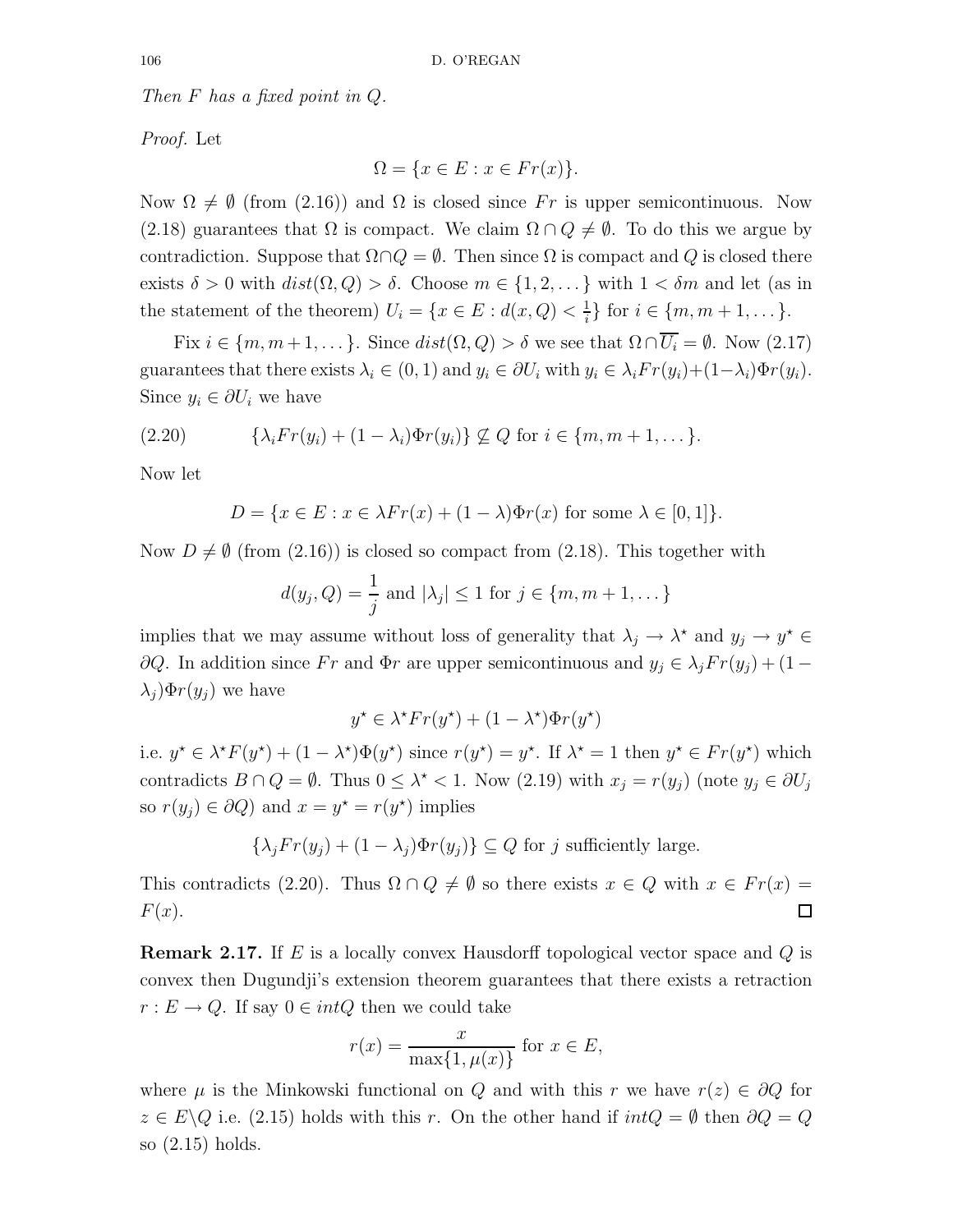*Then $F$ has a fixed point in $Q$.*

*Proof.* Let

$$\Omega = \{x \in E : x \in Fr(x)\}.$$

Now $\Omega \neq \emptyset$ (from (2.16)) and $\Omega$ is closed since $Fr$ is upper semicontinuous. Now (2.18) guarantees that $\Omega$ is compact. We claim $\Omega \cap Q \neq \emptyset$. To do this we argue by contradiction. Suppose that $\Omega \cap Q = \emptyset$. Then since $\Omega$ is compact and $Q$ is closed there exists $\delta > 0$ with $dist(\Omega, Q) > \delta$. Choose $m \in \{1, 2, \dots\}$ with $1 < \delta m$ and let (as in the statement of the theorem) $U_i = \{x \in E : d(x, Q) < \frac{1}{i}\}$ for $i \in \{m, m+1, \dots\}$.

Fix $i \in \{m, m+1, \dots\}$. Since $dist(\Omega, Q) > \delta$ we see that $\Omega \cap \overline{U_i} = \emptyset$. Now (2.17) guarantees that there exists $\lambda_i \in (0,1)$ and $y_i \in \partial U_i$ with $y_i \in \lambda_i Fr(y_i) + (1-\lambda_i)\Phi r(y_i)$. Since $y_i \in \partial U_i$ we have

$$\{\lambda_i Fr(y_i) + (1-\lambda_i)\Phi r(y_i)\} \not\subseteq Q \text{ for } i \in \{m, m+1, \dots\}. \tag{2.20}$$

Now let

$$D = \{x \in E : x \in \lambda Fr(x) + (1-\lambda)\Phi r(x) \text{ for some } \lambda \in [0,1]\}.$$

Now $D \neq \emptyset$ (from (2.16)) is closed so compact from (2.18). This together with

$$d(y_j, Q) = \frac{1}{j} \text{ and } |\lambda_j| \leq 1 \text{ for } j \in \{m, m+1, \dots\}$$

implies that we may assume without loss of generality that $\lambda_j \to \lambda^\star$ and $y_j \to y^\star \in \partial Q$. In addition since $Fr$ and $\Phi r$ are upper semicontinuous and $y_j \in \lambda_j Fr(y_j) + (1 - \lambda_j)\Phi r(y_j)$ we have

$$y^\star \in \lambda^\star Fr(y^\star) + (1-\lambda^\star)\Phi r(y^\star)$$

i.e. $y^\star \in \lambda^\star F(y^\star) + (1-\lambda^\star)\Phi(y^\star)$ since $r(y^\star) = y^\star$. If $\lambda^\star = 1$ then $y^\star \in Fr(y^\star)$ which contradicts $B \cap Q = \emptyset$. Thus $0 \leq \lambda^\star < 1$. Now (2.19) with $x_j = r(y_j)$ (note $y_j \in \partial U_j$ so $r(y_j) \in \partial Q$) and $x = y^\star = r(y^\star)$ implies

$$\{\lambda_j Fr(y_j) + (1-\lambda_j)\Phi r(y_j)\} \subseteq Q \text{ for } j \text{ sufficiently large.}$$

This contradicts (2.20). Thus $\Omega \cap Q \neq \emptyset$ so there exists $x \in Q$ with $x \in Fr(x) = F(x)$. ∎

**Remark 2.17.** If $E$ is a locally convex Hausdorff topological vector space and $Q$ is convex then Dugundji's extension theorem guarantees that there exists a retraction $r : E \to Q$. If say $0 \in intQ$ then we could take

$$r(x) = \frac{x}{\max\{1, \mu(x)\}} \text{ for } x \in E,$$

where $\mu$ is the Minkowski functional on $Q$ and with this $r$ we have $r(z) \in \partial Q$ for $z \in E \backslash Q$ i.e. (2.15) holds with this $r$. On the other hand if $intQ = \emptyset$ then $\partial Q = Q$ so (2.15) holds.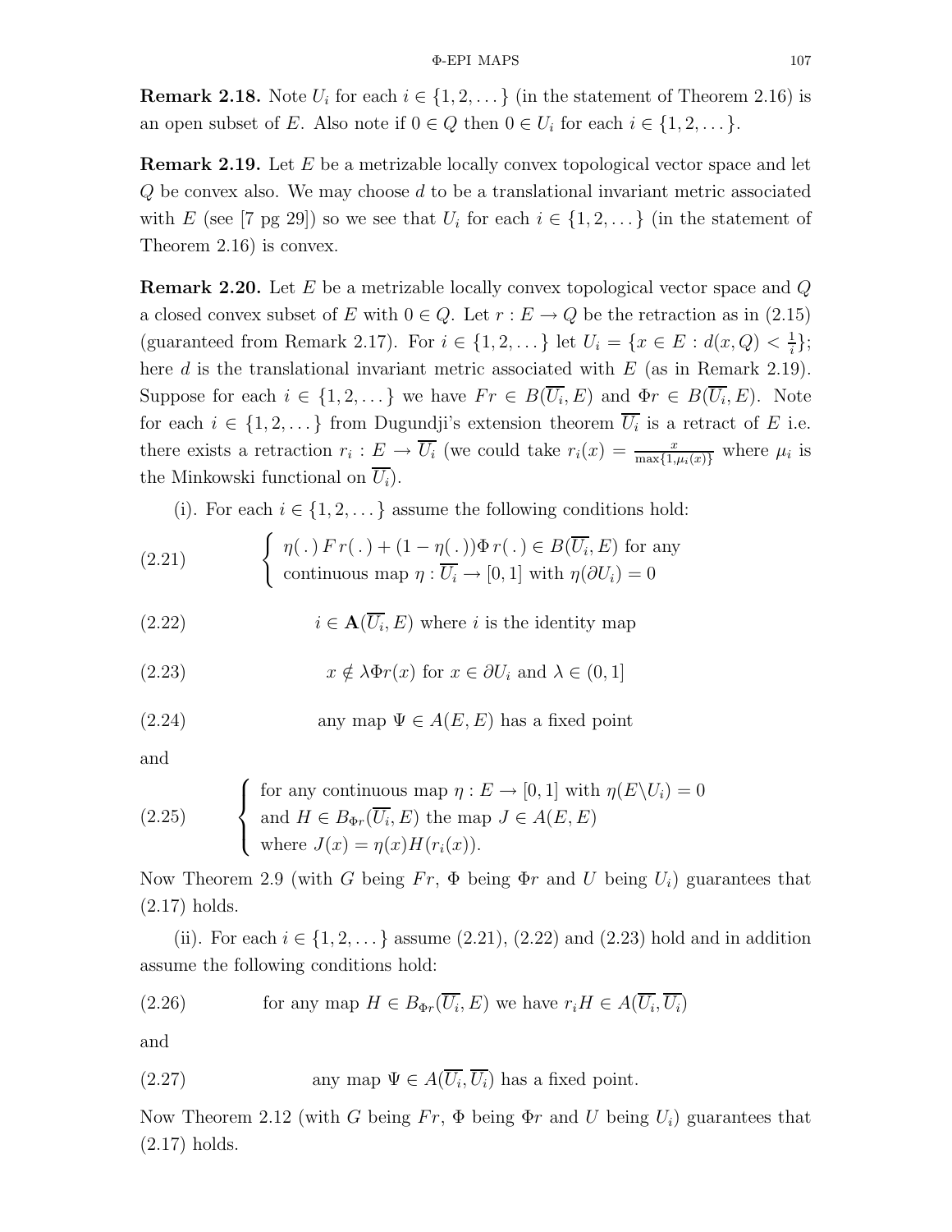**Remark 2.18.** Note $U_i$ for each $i \in \{1, 2, \dots\}$ (in the statement of Theorem 2.16) is an open subset of $E$. Also note if $0 \in Q$ then $0 \in U_i$ for each $i \in \{1, 2, \dots\}$.

**Remark 2.19.** Let $E$ be a metrizable locally convex topological vector space and let $Q$ be convex also. We may choose $d$ to be a translational invariant metric associated with $E$ (see [7 pg 29]) so we see that $U_i$ for each $i \in \{1, 2, \dots\}$ (in the statement of Theorem 2.16) is convex.

**Remark 2.20.** Let $E$ be a metrizable locally convex topological vector space and $Q$ a closed convex subset of $E$ with $0 \in Q$. Let $r : E \to Q$ be the retraction as in (2.15) (guaranteed from Remark 2.17). For $i \in \{1, 2, \dots\}$ let $U_i = \{x \in E : d(x, Q) < \frac{1}{i}\}$; here $d$ is the translational invariant metric associated with $E$ (as in Remark 2.19). Suppose for each $i \in \{1, 2, \dots\}$ we have $Fr \in B(\overline{U_i}, E)$ and $\Phi r \in B(\overline{U_i}, E)$. Note for each $i \in \{1, 2, \dots\}$ from Dugundji's extension theorem $\overline{U_i}$ is a retract of $E$ i.e. there exists a retraction $r_i : E \to \overline{U_i}$ (we could take $r_i(x) = \frac{x}{\max\{1, \mu_i(x)\}}$ where $\mu_i$ is the Minkowski functional on $\overline{U_i}$).

(i). For each $i \in \{1, 2, \dots\}$ assume the following conditions hold:

$$
\text{(2.21)} \qquad \left\{ \begin{array}{l} \eta(\,.\,)\, F\, r(\,.\,) + (1 - \eta(\,.\,))\Phi\, r(\,.\,) \in B(\overline{U_i}, E) \text{ for any} \\ \text{continuous map } \eta : \overline{U_i} \to [0,1] \text{ with } \eta(\partial U_i) = 0 \end{array} \right.
$$

$$
\text{(2.22)} \qquad i \in \mathbf{A}(\overline{U_i}, E) \text{ where } i \text{ is the identity map}
$$

$$
\text{(2.23)} \qquad x \notin \lambda \Phi r(x) \text{ for } x \in \partial U_i \text{ and } \lambda \in (0, 1]
$$

$$
\text{(2.24)} \qquad \text{any map } \Psi \in A(E, E) \text{ has a fixed point}
$$

and

$$
\text{(2.25)} \qquad \left\{ \begin{array}{l} \text{for any continuous map } \eta : E \to [0,1] \text{ with } \eta(E \backslash U_i) = 0 \\ \text{and } H \in B_{\Phi r}(\overline{U_i}, E) \text{ the map } J \in A(E, E) \\ \text{where } J(x) = \eta(x) H(r_i(x)). \end{array} \right.
$$

Now Theorem 2.9 (with $G$ being $Fr$, $\Phi$ being $\Phi r$ and $U$ being $U_i$) guarantees that (2.17) holds.

(ii). For each $i \in \{1, 2, \dots\}$ assume (2.21), (2.22) and (2.23) hold and in addition assume the following conditions hold:

$$
\text{(2.26)} \qquad \text{for any map } H \in B_{\Phi r}(\overline{U_i}, E) \text{ we have } r_i H \in A(\overline{U_i}, \overline{U_i})
$$

and

$$
\text{(2.27)} \qquad \text{any map } \Psi \in A(\overline{U_i}, \overline{U_i}) \text{ has a fixed point.}
$$

Now Theorem 2.12 (with $G$ being $Fr$, $\Phi$ being $\Phi r$ and $U$ being $U_i$) guarantees that (2.17) holds.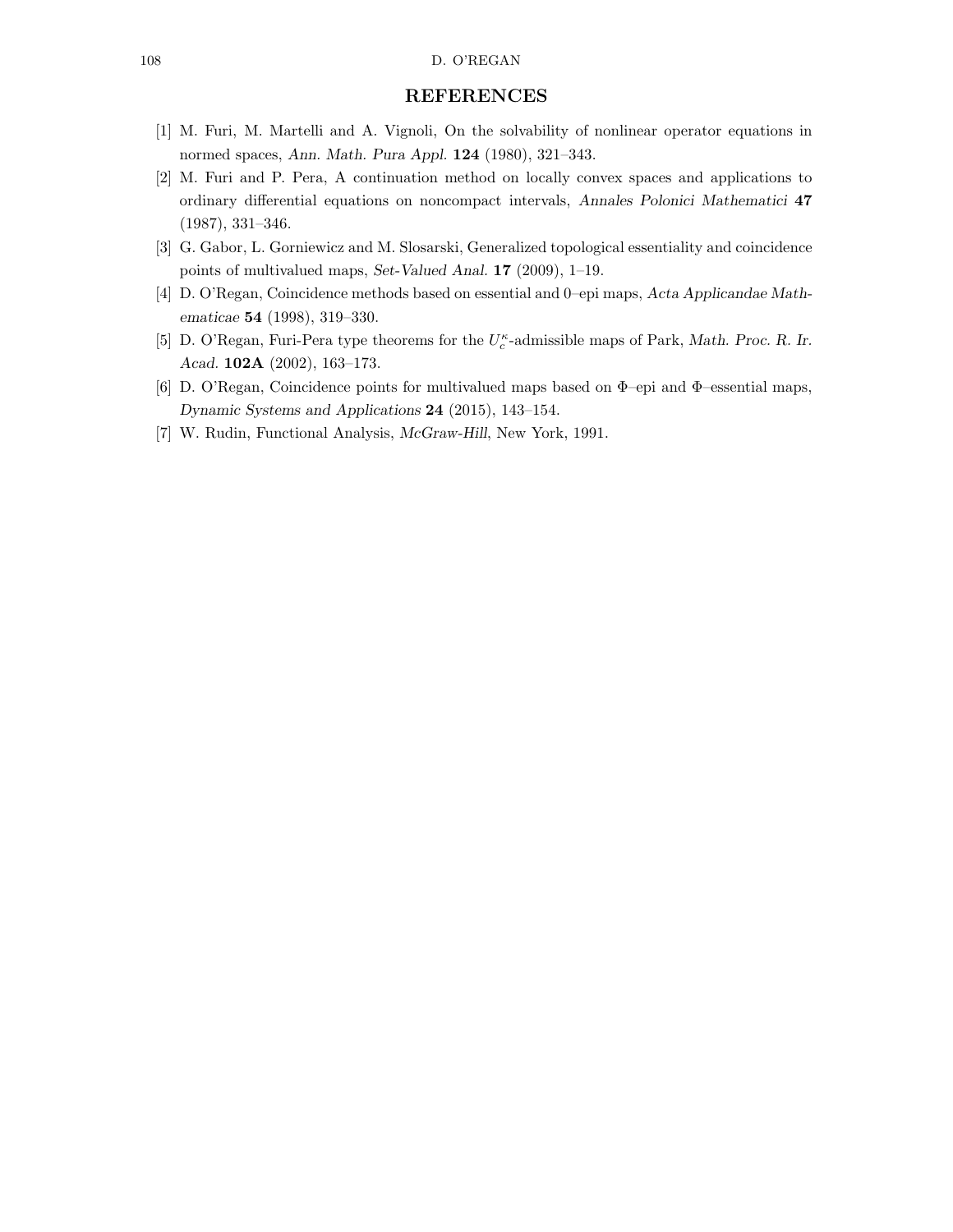## REFERENCES

[1] M. Furi, M. Martelli and A. Vignoli, On the solvability of nonlinear operator equations in normed spaces, *Ann. Math. Pura Appl.* **124** (1980), 321–343.

[2] M. Furi and P. Pera, A continuation method on locally convex spaces and applications to ordinary differential equations on noncompact intervals, *Annales Polonici Mathematici* **47** (1987), 331–346.

[3] G. Gabor, L. Gorniewicz and M. Slosarski, Generalized topological essentiality and coincidence points of multivalued maps, *Set-Valued Anal.* **17** (2009), 1–19.

[4] D. O'Regan, Coincidence methods based on essential and 0–epi maps, *Acta Applicandae Mathematicae* **54** (1998), 319–330.

[5] D. O'Regan, Furi-Pera type theorems for the $U_c^\kappa$-admissible maps of Park, *Math. Proc. R. Ir. Acad.* **102A** (2002), 163–173.

[6] D. O'Regan, Coincidence points for multivalued maps based on Φ–epi and Φ–essential maps, *Dynamic Systems and Applications* **24** (2015), 143–154.

[7] W. Rudin, Functional Analysis, *McGraw-Hill*, New York, 1991.